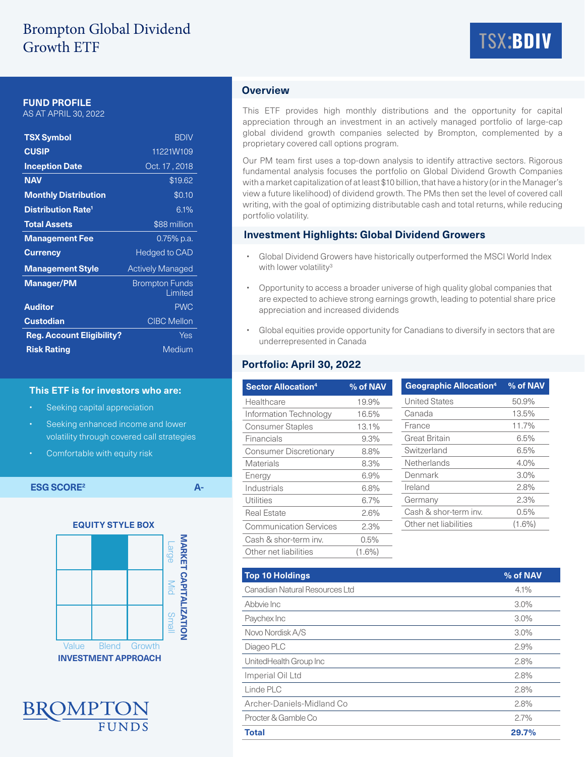# Brompton Global Dividend Growth ETF

TSX:BDIV

## FUND PROFILE

AS AT APRIL 30, 2022

| | |
|---|---|
| **TSX Symbol** | BDIV |
| **CUSIP** | 11221W109 |
| **Inception Date** | Oct. 17 , 2018 |
| **NAV** | $19.62 |
| **Monthly Distribution** | $0.10 |
| **Distribution Rate**[1] | 6.1% |
| **Total Assets** | $88 million |
| **Management Fee** | 0.75% p.a. |
| **Currency** | Hedged to CAD |
| **Management Style** | Actively Managed |
| **Manager/PM** | Brompton Funds Limited |
| **Auditor** | PWC |
| **Custodian** | CIBC Mellon |
| **Reg. Account Eligibility?** | Yes |
| **Risk Rating** | Medium |

### This ETF is for investors who are:

- Seeking capital appreciation
- Seeking enhanced income and lower volatility through covered call strategies
- Comfortable with equity risk

**ESG SCORE**[2] **A-**

### EQUITY STYLE BOX

| | Value | Blend | Growth |
|---|---|---|---|
| Large | | ■ | |
| Mid | | | |
| Small | | | |

INVESTMENT APPROACH / MARKET CAPITALIZATION

BROMPTON FUNDS

## Overview

This ETF provides high monthly distributions and the opportunity for capital appreciation through an investment in an actively managed portfolio of large-cap global dividend growth companies selected by Brompton, complemented by a proprietary covered call options program.

Our PM team first uses a top-down analysis to identify attractive sectors. Rigorous fundamental analysis focuses the portfolio on Global Dividend Growth Companies with a market capitalization of at least $10 billion, that have a history (or in the Manager's view a future likelihood) of dividend growth. The PMs then set the level of covered call writing, with the goal of optimizing distributable cash and total returns, while reducing portfolio volatility.

## Investment Highlights: Global Dividend Growers

- Global Dividend Growers have historically outperformed the MSCI World Index with lower volatility[3]
- Opportunity to access a broader universe of high quality global companies that are expected to achieve strong earnings growth, leading to potential share price appreciation and increased dividends
- Global equities provide opportunity for Canadians to diversify in sectors that are underrepresented in Canada

## Portfolio: April 30, 2022

| Sector Allocation[4] | % of NAV |
|---|---|
| Healthcare | 19.9% |
| Information Technology | 16.5% |
| Consumer Staples | 13.1% |
| Financials | 9.3% |
| Consumer Discretionary | 8.8% |
| Materials | 8.3% |
| Energy | 6.9% |
| Industrials | 6.8% |
| Utilities | 6.7% |
| Real Estate | 2.6% |
| Communication Services | 2.3% |
| Cash & shor-term inv. | 0.5% |
| Other net liabilities | (1.6%) |

| Geographic Allocation[4] | % of NAV |
|---|---|
| United States | 50.9% |
| Canada | 13.5% |
| France | 11.7% |
| Great Britain | 6.5% |
| Switzerland | 6.5% |
| Netherlands | 4.0% |
| Denmark | 3.0% |
| Ireland | 2.8% |
| Germany | 2.3% |
| Cash & shor-term inv. | 0.5% |
| Other net liabilities | (1.6%) |

| Top 10 Holdings | % of NAV |
|---|---|
| Canadian Natural Resources Ltd | 4.1% |
| Abbvie Inc | 3.0% |
| Paychex Inc | 3.0% |
| Novo Nordisk A/S | 3.0% |
| Diageo PLC | 2.9% |
| UnitedHealth Group Inc | 2.8% |
| Imperial Oil Ltd | 2.8% |
| Linde PLC | 2.8% |
| Archer-Daniels-Midland Co | 2.8% |
| Procter & Gamble Co | 2.7% |
| **Total** | **29.7%** |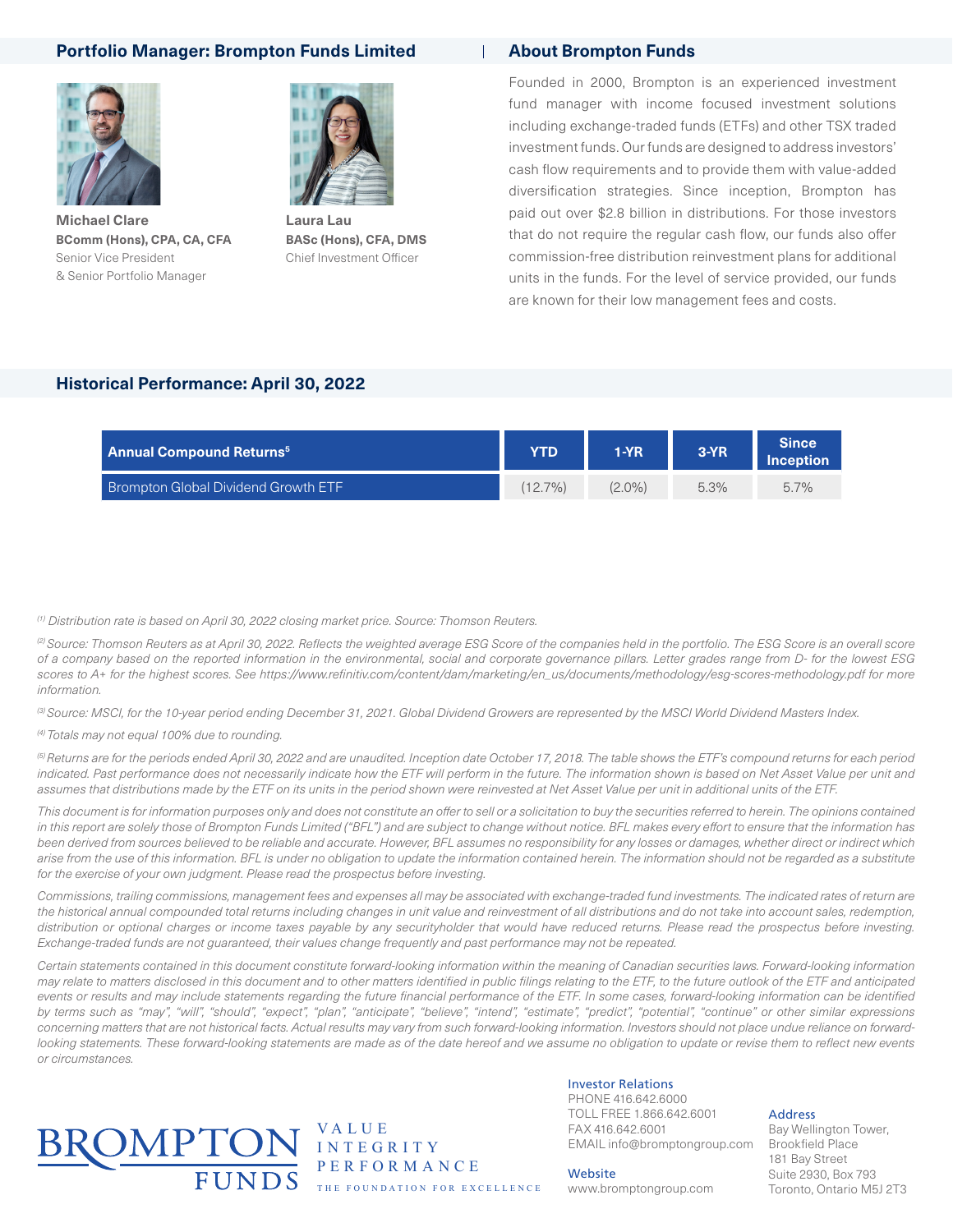## Portfolio Manager: Brompton Funds Limited

**Michael Clare**
**BComm (Hons), CPA, CA, CFA**
Senior Vice President
& Senior Portfolio Manager

**Laura Lau**
**BASc (Hons), CFA, DMS**
Chief Investment Officer

## About Brompton Funds

Founded in 2000, Brompton is an experienced investment fund manager with income focused investment solutions including exchange-traded funds (ETFs) and other TSX traded investment funds. Our funds are designed to address investors' cash flow requirements and to provide them with value-added diversification strategies. Since inception, Brompton has paid out over $2.8 billion in distributions. For those investors that do not require the regular cash flow, our funds also offer commission-free distribution reinvestment plans for additional units in the funds. For the level of service provided, our funds are known for their low management fees and costs.

## Historical Performance: April 30, 2022

| Annual Compound Returns[5] | YTD | 1-YR | 3-YR | Since Inception |
|---|---|---|---|---|
| Brompton Global Dividend Growth ETF | (12.7%) | (2.0%) | 5.3% | 5.7% |

*[1] Distribution rate is based on April 30, 2022 closing market price. Source: Thomson Reuters.*

*[2] Source: Thomson Reuters as at April 30, 2022. Reflects the weighted average ESG Score of the companies held in the portfolio. The ESG Score is an overall score of a company based on the reported information in the environmental, social and corporate governance pillars. Letter grades range from D- for the lowest ESG scores to A+ for the highest scores. See https://www.refinitiv.com/content/dam/marketing/en_us/documents/methodology/esg-scores-methodology.pdf for more information.*

*[3] Source: MSCI, for the 10-year period ending December 31, 2021. Global Dividend Growers are represented by the MSCI World Dividend Masters Index.*

*[4] Totals may not equal 100% due to rounding.*

*[5] Returns are for the periods ended April 30, 2022 and are unaudited. Inception date October 17, 2018. The table shows the ETF's compound returns for each period indicated. Past performance does not necessarily indicate how the ETF will perform in the future. The information shown is based on Net Asset Value per unit and assumes that distributions made by the ETF on its units in the period shown were reinvested at Net Asset Value per unit in additional units of the ETF.*

*This document is for information purposes only and does not constitute an offer to sell or a solicitation to buy the securities referred to herein. The opinions contained in this report are solely those of Brompton Funds Limited ("BFL") and are subject to change without notice. BFL makes every effort to ensure that the information has been derived from sources believed to be reliable and accurate. However, BFL assumes no responsibility for any losses or damages, whether direct or indirect which arise from the use of this information. BFL is under no obligation to update the information contained herein. The information should not be regarded as a substitute for the exercise of your own judgment. Please read the prospectus before investing.*

*Commissions, trailing commissions, management fees and expenses all may be associated with exchange-traded fund investments. The indicated rates of return are the historical annual compounded total returns including changes in unit value and reinvestment of all distributions and do not take into account sales, redemption, distribution or optional charges or income taxes payable by any securityholder that would have reduced returns. Please read the prospectus before investing. Exchange-traded funds are not guaranteed, their values change frequently and past performance may not be repeated.*

*Certain statements contained in this document constitute forward-looking information within the meaning of Canadian securities laws. Forward-looking information may relate to matters disclosed in this document and to other matters identified in public filings relating to the ETF, to the future outlook of the ETF and anticipated events or results and may include statements regarding the future financial performance of the ETF. In some cases, forward-looking information can be identified by terms such as "may", "will", "should", "expect", "plan", "anticipate", "believe", "intend", "estimate", "predict", "potential", "continue" or other similar expressions concerning matters that are not historical facts. Actual results may vary from such forward-looking information. Investors should not place undue reliance on forward-looking statements. These forward-looking statements are made as of the date hereof and we assume no obligation to update or revise them to reflect new events or circumstances.*

BROMPTON FUNDS

VALUE
INTEGRITY
PERFORMANCE
THE FOUNDATION FOR EXCELLENCE

**Investor Relations**
PHONE 416.642.6000
TOLL FREE 1.866.642.6001
FAX 416.642.6001
EMAIL info@bromptongroup.com

**Website**
www.bromptongroup.com

**Address**
Bay Wellington Tower,
Brookfield Place
181 Bay Street
Suite 2930, Box 793
Toronto, Ontario M5J 2T3